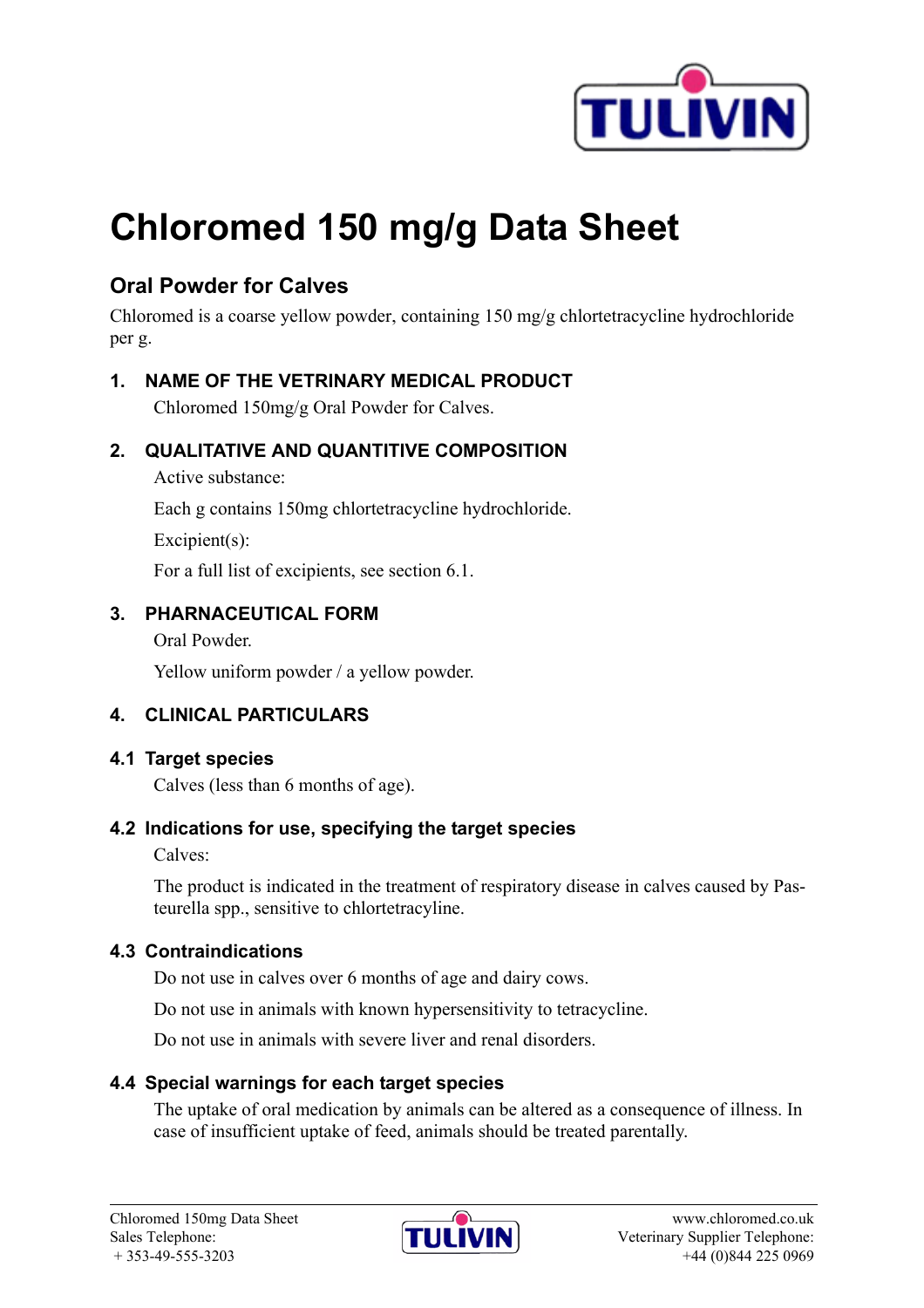# Chloromed 150 mg/g Data Sheet

## Oral Powder for Calves

Chloromed is a coarse yellow powder, containing 150 mg/g chlortetracycline hydrochloride per g.

### 1. NAME OF THE VETRINARY MEDICAL PRODUCT

Chloromed 150mg/g Oral Powder for Calves.

### 2. QUALITATIVE AND QUANTITIVE COMPOSITION

Active substance:

Each g contains 150mg chlortetracycline hydrochloride.

Excipient(s):

For a full list of excipients, see section 6.1.

### 3. PHARMACEUTICAL FORM

Oral Powder.

Yellow uniform powder / a yellow powder.

### 4. CLINICAL PARTICULARS

#### 4.1 Target species

Calves (less than 6 months of age).

#### 4.2 Indications for use, specifying the target species

Calves:

The product is indicated in the treatment of respiratory disease in calves caused by Pasteurella spp., sensitive to chlortetracyline.

#### 4.3 Contraindications

Do not use in calves over 6 months of age and dairy cows.

Do not use in animals with known hypersensitivity to tetracycline.

Do not use in animals with severe liver and renal disorders.

#### 4.4 Special warnings for each target species

The uptake of oral medication by animals can be altered as a consequence of illness. In case of insufficient uptake of feed, animals should be treated parentally.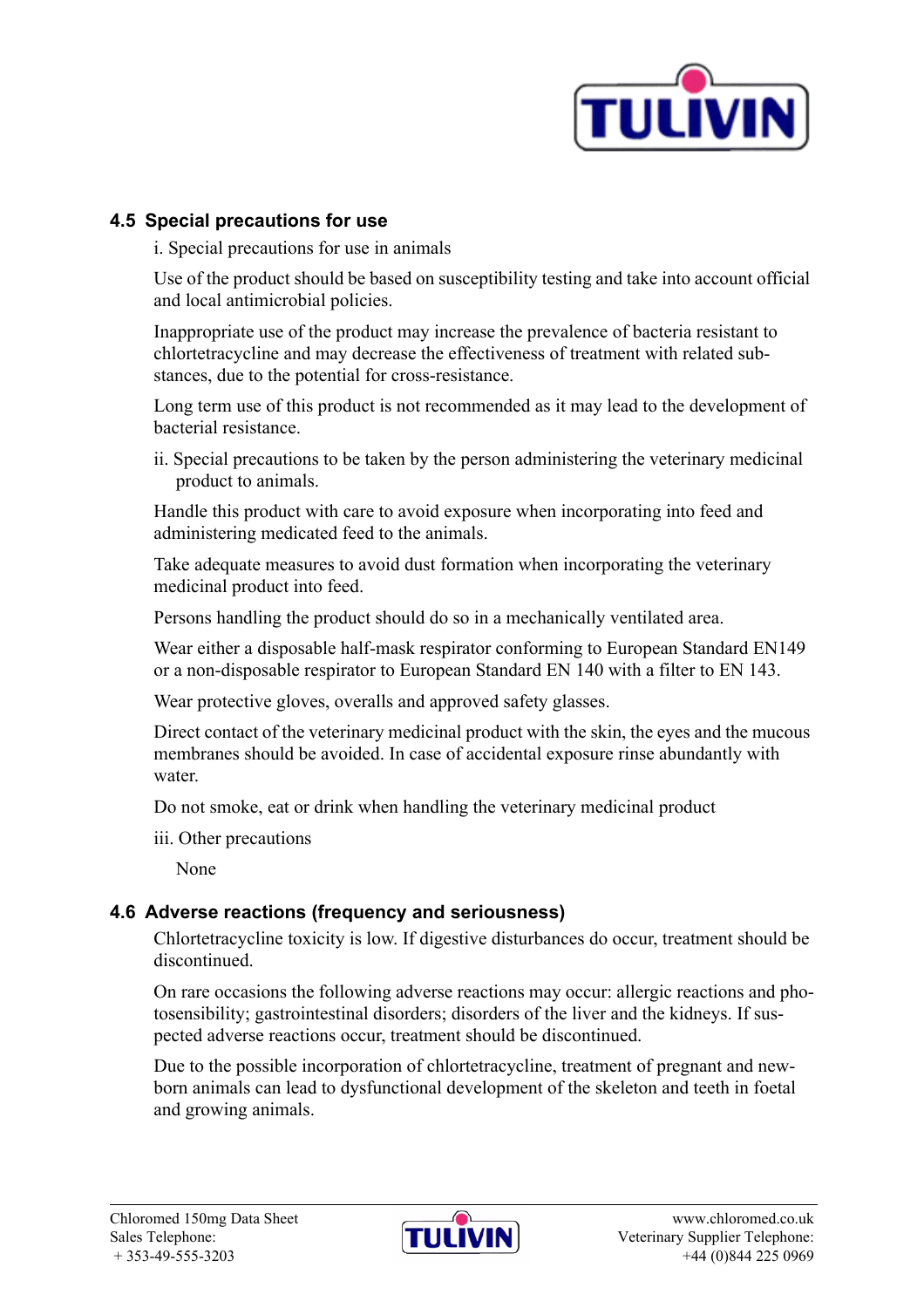## 4.5 Special precautions for use

i. Special precautions for use in animals

Use of the product should be based on susceptibility testing and take into account official and local antimicrobial policies.

Inappropriate use of the product may increase the prevalence of bacteria resistant to chlortetracycline and may decrease the effectiveness of treatment with related substances, due to the potential for cross-resistance.

Long term use of this product is not recommended as it may lead to the development of bacterial resistance.

ii. Special precautions to be taken by the person administering the veterinary medicinal product to animals.

Handle this product with care to avoid exposure when incorporating into feed and administering medicated feed to the animals.

Take adequate measures to avoid dust formation when incorporating the veterinary medicinal product into feed.

Persons handling the product should do so in a mechanically ventilated area.

Wear either a disposable half-mask respirator conforming to European Standard EN149 or a non-disposable respirator to European Standard EN 140 with a filter to EN 143.

Wear protective gloves, overalls and approved safety glasses.

Direct contact of the veterinary medicinal product with the skin, the eyes and the mucous membranes should be avoided. In case of accidental exposure rinse abundantly with water.

Do not smoke, eat or drink when handling the veterinary medicinal product

iii. Other precautions

None

## 4.6 Adverse reactions (frequency and seriousness)

Chlortetracycline toxicity is low. If digestive disturbances do occur, treatment should be discontinued.

On rare occasions the following adverse reactions may occur: allergic reactions and photosensibility; gastrointestinal disorders; disorders of the liver and the kidneys. If suspected adverse reactions occur, treatment should be discontinued.

Due to the possible incorporation of chlortetracycline, treatment of pregnant and newborn animals can lead to dysfunctional development of the skeleton and teeth in foetal and growing animals.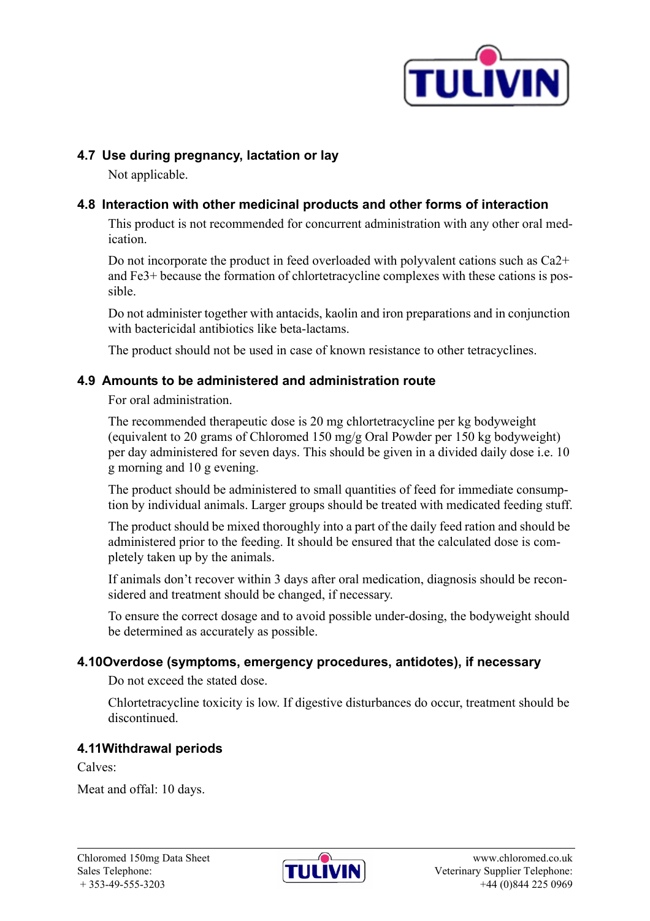### 4.7 Use during pregnancy, lactation or lay

Not applicable.

### 4.8 Interaction with other medicinal products and other forms of interaction

This product is not recommended for concurrent administration with any other oral medication.

Do not incorporate the product in feed overloaded with polyvalent cations such as $Ca^{2+}$ and $Fe^{3+}$ because the formation of chlortetracycline complexes with these cations is possible.

Do not administer together with antacids, kaolin and iron preparations and in conjunction with bactericidal antibiotics like beta-lactams.

The product should not be used in case of known resistance to other tetracyclines.

### 4.9 Amounts to be administered and administration route

For oral administration.

The recommended therapeutic dose is 20 mg chlortetracycline per kg bodyweight (equivalent to 20 grams of Chloromed 150 mg/g Oral Powder per 150 kg bodyweight) per day administered for seven days. This should be given in a divided daily dose i.e. 10 g morning and 10 g evening.

The product should be administered to small quantities of feed for immediate consumption by individual animals. Larger groups should be treated with medicated feeding stuff.

The product should be mixed thoroughly into a part of the daily feed ration and should be administered prior to the feeding. It should be ensured that the calculated dose is completely taken up by the animals.

If animals don't recover within 3 days after oral medication, diagnosis should be reconsidered and treatment should be changed, if necessary.

To ensure the correct dosage and to avoid possible under-dosing, the bodyweight should be determined as accurately as possible.

### 4.10 Overdose (symptoms, emergency procedures, antidotes), if necessary

Do not exceed the stated dose.

Chlortetracycline toxicity is low. If digestive disturbances do occur, treatment should be discontinued.

### 4.11 Withdrawal periods

Calves:

Meat and offal: 10 days.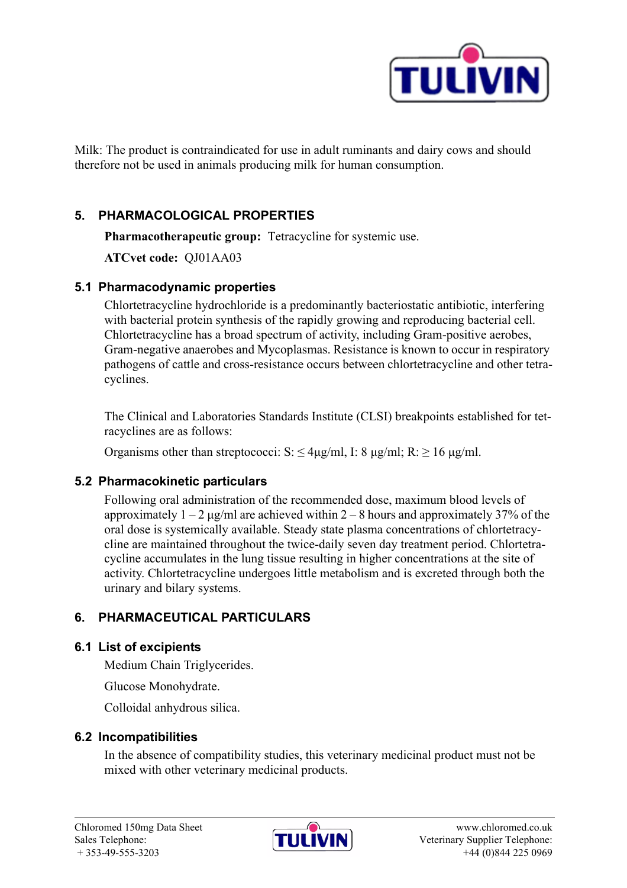Milk: The product is contraindicated for use in adult ruminants and dairy cows and should therefore not be used in animals producing milk for human consumption.

## 5. PHARMACOLOGICAL PROPERTIES

**Pharmacotherapeutic group:** Tetracycline for systemic use.

**ATCvet code:** QJ01AA03

### 5.1 Pharmacodynamic properties

Chlortetracycline hydrochloride is a predominantly bacteriostatic antibiotic, interfering with bacterial protein synthesis of the rapidly growing and reproducing bacterial cell. Chlortetracycline has a broad spectrum of activity, including Gram-positive aerobes, Gram-negative anaerobes and Mycoplasmas. Resistance is known to occur in respiratory pathogens of cattle and cross-resistance occurs between chlortetracycline and other tetracyclines.

The Clinical and Laboratories Standards Institute (CLSI) breakpoints established for tetracyclines are as follows:

Organisms other than streptococci: S: ≤ 4µg/ml, I: 8 µg/ml; R: ≥ 16 µg/ml.

### 5.2 Pharmacokinetic particulars

Following oral administration of the recommended dose, maximum blood levels of approximately 1 – 2 µg/ml are achieved within 2 – 8 hours and approximately 37% of the oral dose is systemically available. Steady state plasma concentrations of chlortetracycline are maintained throughout the twice-daily seven day treatment period. Chlortetracycline accumulates in the lung tissue resulting in higher concentrations at the site of activity. Chlortetracycline undergoes little metabolism and is excreted through both the urinary and bilary systems.

## 6. PHARMACEUTICAL PARTICULARS

### 6.1 List of excipients

Medium Chain Triglycerides.

Glucose Monohydrate.

Colloidal anhydrous silica.

### 6.2 Incompatibilities

In the absence of compatibility studies, this veterinary medicinal product must not be mixed with other veterinary medicinal products.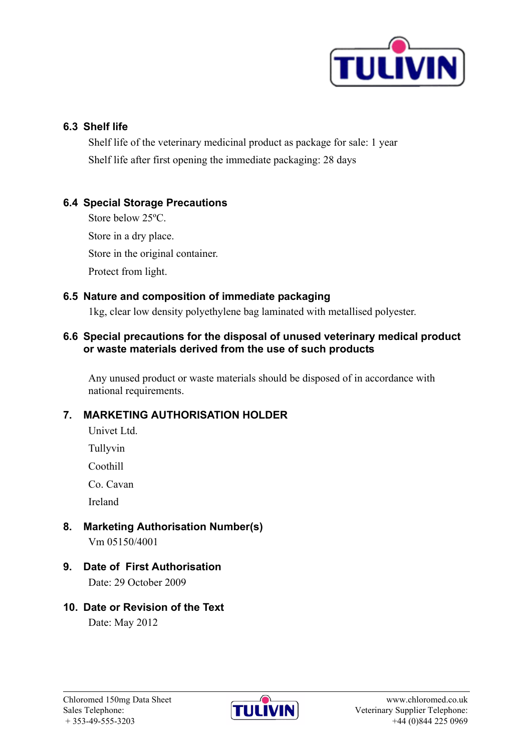### 6.3 Shelf life

Shelf life of the veterinary medicinal product as package for sale: 1 year

Shelf life after first opening the immediate packaging: 28 days

### 6.4 Special Storage Precautions

Store below 25ºC.

Store in a dry place.

Store in the original container.

Protect from light.

### 6.5 Nature and composition of immediate packaging

1kg, clear low density polyethylene bag laminated with metallised polyester.

### 6.6 Special precautions for the disposal of unused veterinary medical product or waste materials derived from the use of such products

Any unused product or waste materials should be disposed of in accordance with national requirements.

## 7. MARKETING AUTHORISATION HOLDER

Univet Ltd.

Tullyvin

Coothill

Co. Cavan

Ireland

## 8. Marketing Authorisation Number(s)

Vm 05150/4001

## 9. Date of First Authorisation

Date: 29 October 2009

## 10. Date or Revision of the Text

Date: May 2012